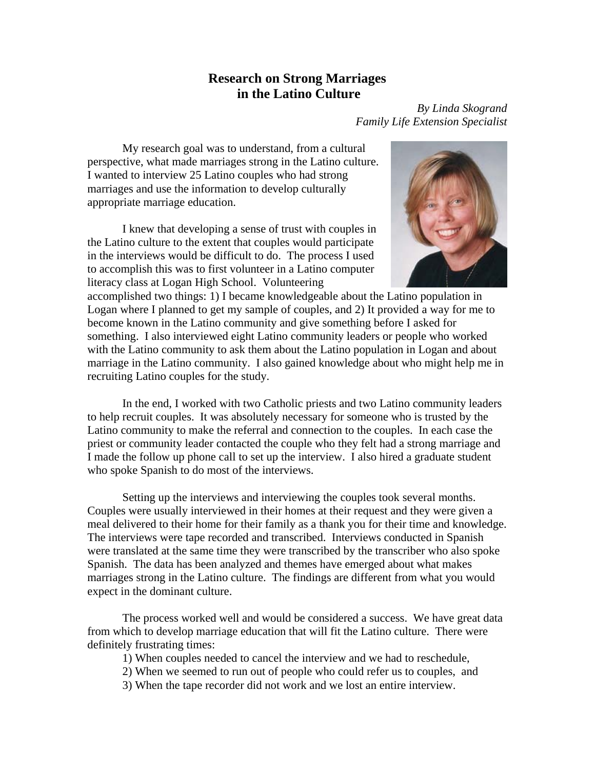# Research on Strong Marriages in the Latino Culture

*By Linda Skogrand*
*Family Life Extension Specialist*

My research goal was to understand, from a cultural perspective, what made marriages strong in the Latino culture. I wanted to interview 25 Latino couples who had strong marriages and use the information to develop culturally appropriate marriage education.

I knew that developing a sense of trust with couples in the Latino culture to the extent that couples would participate in the interviews would be difficult to do. The process I used to accomplish this was to first volunteer in a Latino computer literacy class at Logan High School. Volunteering accomplished two things: 1) I became knowledgeable about the Latino population in Logan where I planned to get my sample of couples, and 2) It provided a way for me to become known in the Latino community and give something before I asked for something. I also interviewed eight Latino community leaders or people who worked with the Latino community to ask them about the Latino population in Logan and about marriage in the Latino community. I also gained knowledge about who might help me in recruiting Latino couples for the study.

In the end, I worked with two Catholic priests and two Latino community leaders to help recruit couples. It was absolutely necessary for someone who is trusted by the Latino community to make the referral and connection to the couples. In each case the priest or community leader contacted the couple who they felt had a strong marriage and I made the follow up phone call to set up the interview. I also hired a graduate student who spoke Spanish to do most of the interviews.

Setting up the interviews and interviewing the couples took several months. Couples were usually interviewed in their homes at their request and they were given a meal delivered to their home for their family as a thank you for their time and knowledge. The interviews were tape recorded and transcribed. Interviews conducted in Spanish were translated at the same time they were transcribed by the transcriber who also spoke Spanish. The data has been analyzed and themes have emerged about what makes marriages strong in the Latino culture. The findings are different from what you would expect in the dominant culture.

The process worked well and would be considered a success. We have great data from which to develop marriage education that will fit the Latino culture. There were definitely frustrating times:

1) When couples needed to cancel the interview and we had to reschedule,
2) When we seemed to run out of people who could refer us to couples, and
3) When the tape recorder did not work and we lost an entire interview.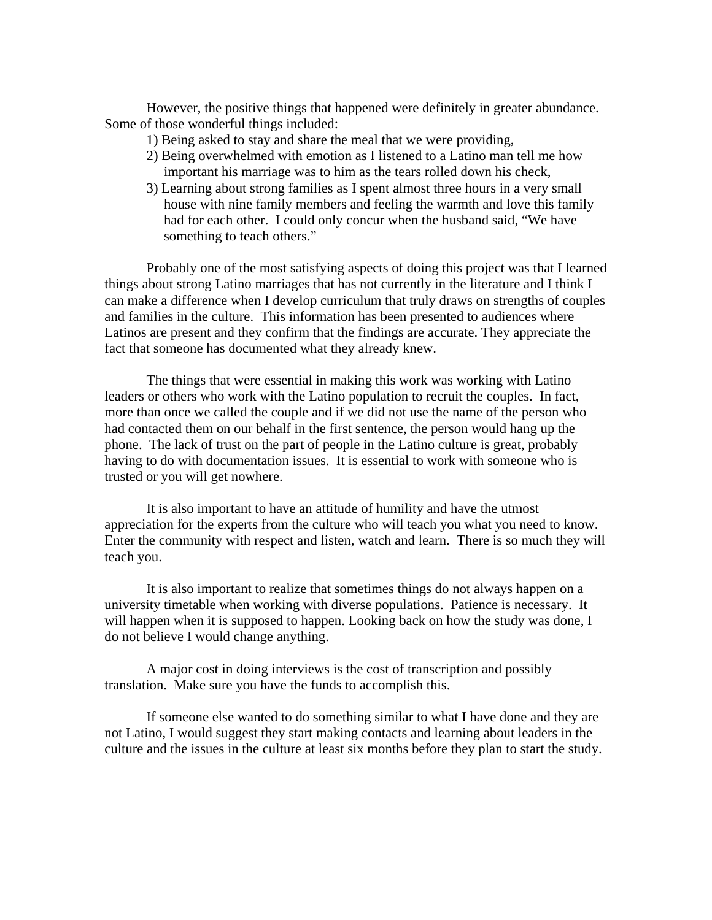However, the positive things that happened were definitely in greater abundance. Some of those wonderful things included:

1) Being asked to stay and share the meal that we were providing,
2) Being overwhelmed with emotion as I listened to a Latino man tell me how important his marriage was to him as the tears rolled down his check,
3) Learning about strong families as I spent almost three hours in a very small house with nine family members and feeling the warmth and love this family had for each other. I could only concur when the husband said, "We have something to teach others."

Probably one of the most satisfying aspects of doing this project was that I learned things about strong Latino marriages that has not currently in the literature and I think I can make a difference when I develop curriculum that truly draws on strengths of couples and families in the culture. This information has been presented to audiences where Latinos are present and they confirm that the findings are accurate. They appreciate the fact that someone has documented what they already knew.

The things that were essential in making this work was working with Latino leaders or others who work with the Latino population to recruit the couples. In fact, more than once we called the couple and if we did not use the name of the person who had contacted them on our behalf in the first sentence, the person would hang up the phone. The lack of trust on the part of people in the Latino culture is great, probably having to do with documentation issues. It is essential to work with someone who is trusted or you will get nowhere.

It is also important to have an attitude of humility and have the utmost appreciation for the experts from the culture who will teach you what you need to know. Enter the community with respect and listen, watch and learn. There is so much they will teach you.

It is also important to realize that sometimes things do not always happen on a university timetable when working with diverse populations. Patience is necessary. It will happen when it is supposed to happen. Looking back on how the study was done, I do not believe I would change anything.

A major cost in doing interviews is the cost of transcription and possibly translation. Make sure you have the funds to accomplish this.

If someone else wanted to do something similar to what I have done and they are not Latino, I would suggest they start making contacts and learning about leaders in the culture and the issues in the culture at least six months before they plan to start the study.